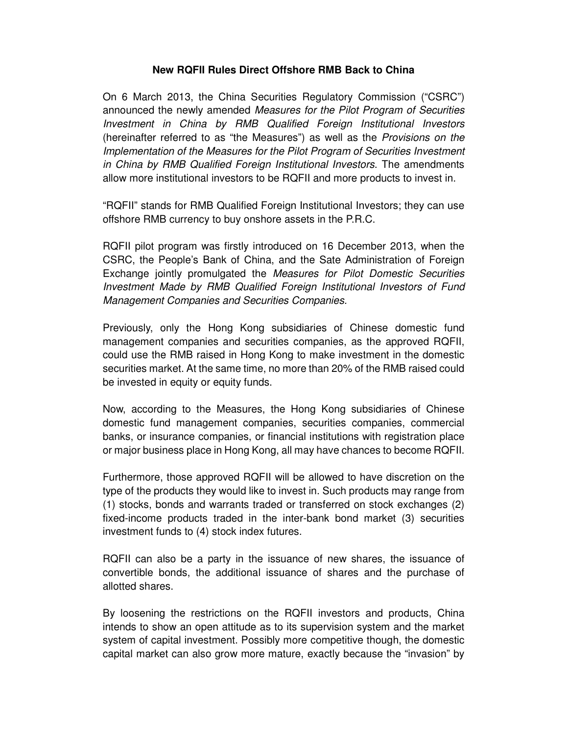**New RQFII Rules Direct Offshore RMB Back to China**

On 6 March 2013, the China Securities Regulatory Commission ("CSRC") announced the newly amended *Measures for the Pilot Program of Securities Investment in China by RMB Qualified Foreign Institutional Investors* (hereinafter referred to as "the Measures") as well as the *Provisions on the Implementation of the Measures for the Pilot Program of Securities Investment in China by RMB Qualified Foreign Institutional Investors*. The amendments allow more institutional investors to be RQFII and more products to invest in.

"RQFII" stands for RMB Qualified Foreign Institutional Investors; they can use offshore RMB currency to buy onshore assets in the P.R.C.

RQFII pilot program was firstly introduced on 16 December 2013, when the CSRC, the People's Bank of China, and the Sate Administration of Foreign Exchange jointly promulgated the *Measures for Pilot Domestic Securities Investment Made by RMB Qualified Foreign Institutional Investors of Fund Management Companies and Securities Companies.*

Previously, only the Hong Kong subsidiaries of Chinese domestic fund management companies and securities companies, as the approved RQFII, could use the RMB raised in Hong Kong to make investment in the domestic securities market. At the same time, no more than 20% of the RMB raised could be invested in equity or equity funds.

Now, according to the Measures, the Hong Kong subsidiaries of Chinese domestic fund management companies, securities companies, commercial banks, or insurance companies, or financial institutions with registration place or major business place in Hong Kong, all may have chances to become RQFII.

Furthermore, those approved RQFII will be allowed to have discretion on the type of the products they would like to invest in. Such products may range from (1) stocks, bonds and warrants traded or transferred on stock exchanges (2) fixed-income products traded in the inter-bank bond market (3) securities investment funds to (4) stock index futures.

RQFII can also be a party in the issuance of new shares, the issuance of convertible bonds, the additional issuance of shares and the purchase of allotted shares.

By loosening the restrictions on the RQFII investors and products, China intends to show an open attitude as to its supervision system and the market system of capital investment. Possibly more competitive though, the domestic capital market can also grow more mature, exactly because the "invasion" by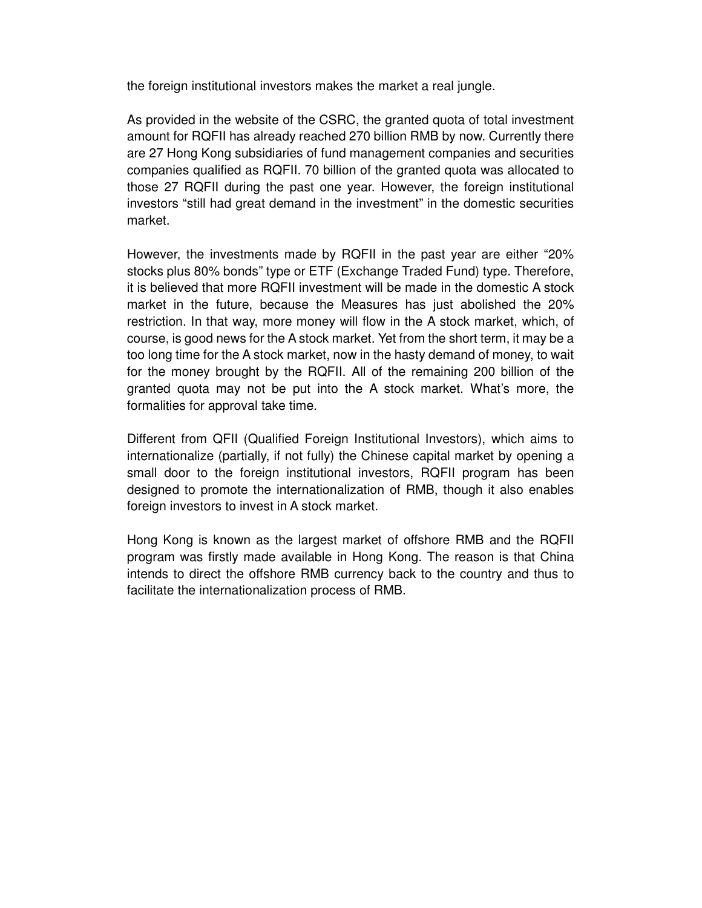the foreign institutional investors makes the market a real jungle.

As provided in the website of the CSRC, the granted quota of total investment amount for RQFII has already reached 270 billion RMB by now. Currently there are 27 Hong Kong subsidiaries of fund management companies and securities companies qualified as RQFII. 70 billion of the granted quota was allocated to those 27 RQFII during the past one year. However, the foreign institutional investors "still had great demand in the investment" in the domestic securities market.

However, the investments made by RQFII in the past year are either "20% stocks plus 80% bonds" type or ETF (Exchange Traded Fund) type. Therefore, it is believed that more RQFII investment will be made in the domestic A stock market in the future, because the Measures has just abolished the 20% restriction. In that way, more money will flow in the A stock market, which, of course, is good news for the A stock market. Yet from the short term, it may be a too long time for the A stock market, now in the hasty demand of money, to wait for the money brought by the RQFII. All of the remaining 200 billion of the granted quota may not be put into the A stock market. What's more, the formalities for approval take time.

Different from QFII (Qualified Foreign Institutional Investors), which aims to internationalize (partially, if not fully) the Chinese capital market by opening a small door to the foreign institutional investors, RQFII program has been designed to promote the internationalization of RMB, though it also enables foreign investors to invest in A stock market.

Hong Kong is known as the largest market of offshore RMB and the RQFII program was firstly made available in Hong Kong. The reason is that China intends to direct the offshore RMB currency back to the country and thus to facilitate the internationalization process of RMB.